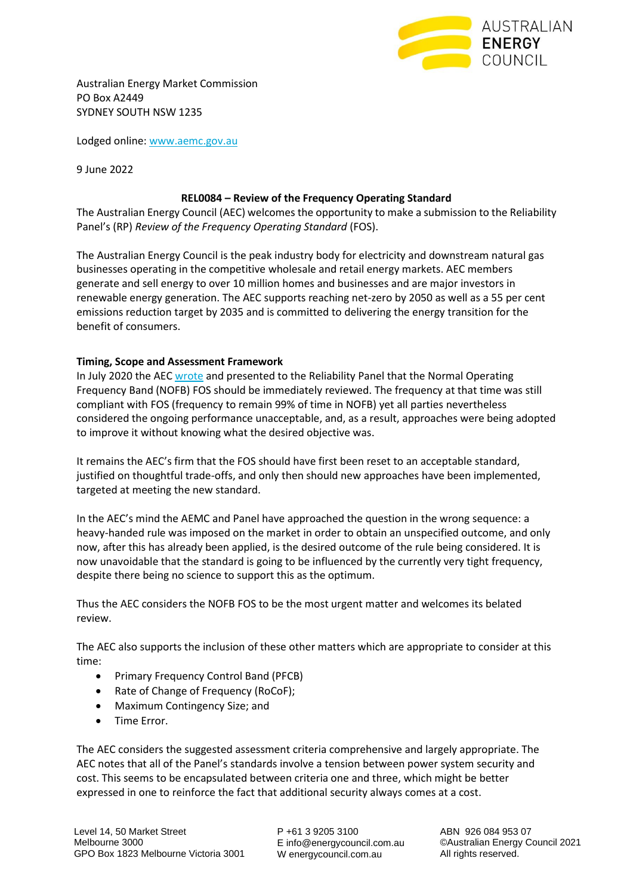Australian Energy Market Commission
PO Box A2449
SYDNEY SOUTH NSW 1235

Lodged online: www.aemc.gov.au

9 June 2022

**REL0084 – Review of the Frequency Operating Standard**

The Australian Energy Council (AEC) welcomes the opportunity to make a submission to the Reliability Panel's (RP) *Review of the Frequency Operating Standard* (FOS).

The Australian Energy Council is the peak industry body for electricity and downstream natural gas businesses operating in the competitive wholesale and retail energy markets. AEC members generate and sell energy to over 10 million homes and businesses and are major investors in renewable energy generation. The AEC supports reaching net-zero by 2050 as well as a 55 per cent emissions reduction target by 2035 and is committed to delivering the energy transition for the benefit of consumers.

**Timing, Scope and Assessment Framework**

In July 2020 the AEC wrote and presented to the Reliability Panel that the Normal Operating Frequency Band (NOFB) FOS should be immediately reviewed. The frequency at that time was still compliant with FOS (frequency to remain 99% of time in NOFB) yet all parties nevertheless considered the ongoing performance unacceptable, and, as a result, approaches were being adopted to improve it without knowing what the desired objective was.

It remains the AEC's firm that the FOS should have first been reset to an acceptable standard, justified on thoughtful trade-offs, and only then should new approaches have been implemented, targeted at meeting the new standard.

In the AEC's mind the AEMC and Panel have approached the question in the wrong sequence: a heavy-handed rule was imposed on the market in order to obtain an unspecified outcome, and only now, after this has already been applied, is the desired outcome of the rule being considered. It is now unavoidable that the standard is going to be influenced by the currently very tight frequency, despite there being no science to support this as the optimum.

Thus the AEC considers the NOFB FOS to be the most urgent matter and welcomes its belated review.

The AEC also supports the inclusion of these other matters which are appropriate to consider at this time:

- Primary Frequency Control Band (PFCB)
- Rate of Change of Frequency (RoCoF);
- Maximum Contingency Size; and
- Time Error.

The AEC considers the suggested assessment criteria comprehensive and largely appropriate. The AEC notes that all of the Panel's standards involve a tension between power system security and cost. This seems to be encapsulated between criteria one and three, which might be better expressed in one to reinforce the fact that additional security always comes at a cost.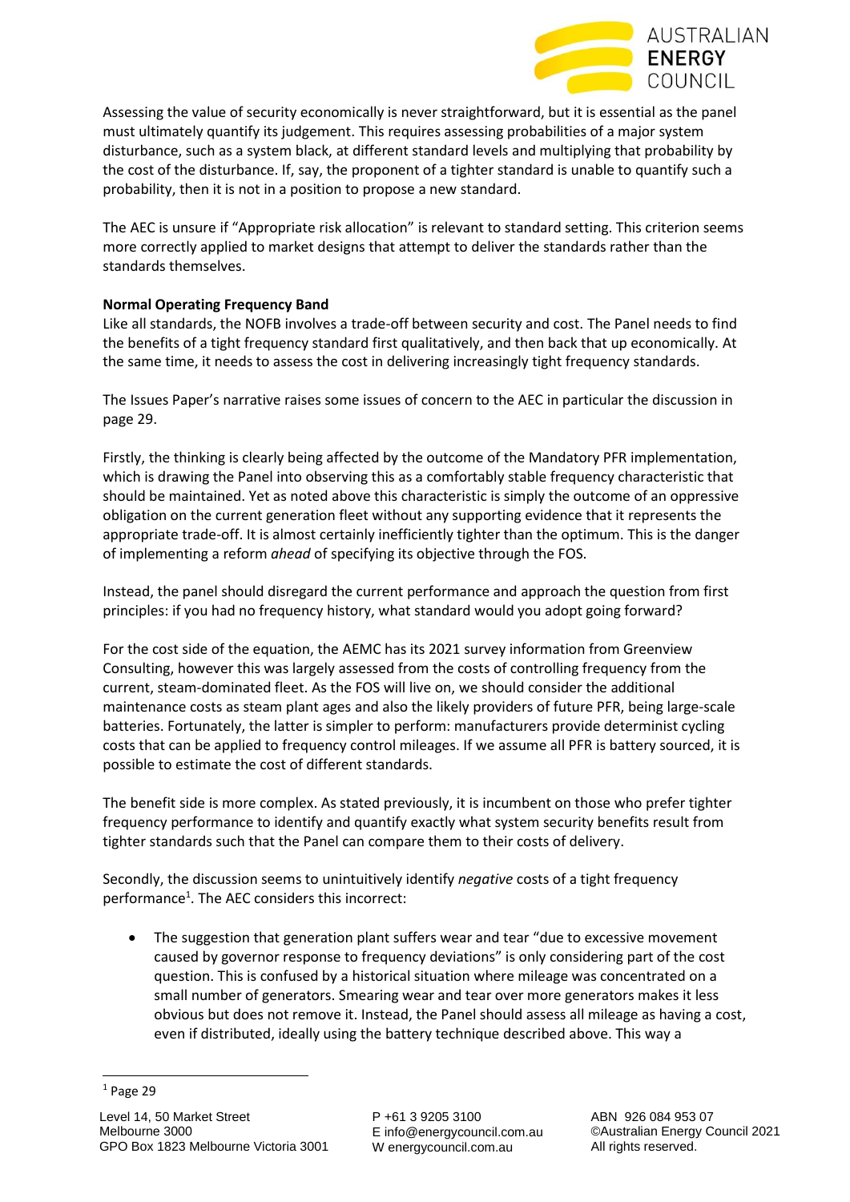Assessing the value of security economically is never straightforward, but it is essential as the panel must ultimately quantify its judgement. This requires assessing probabilities of a major system disturbance, such as a system black, at different standard levels and multiplying that probability by the cost of the disturbance. If, say, the proponent of a tighter standard is unable to quantify such a probability, then it is not in a position to propose a new standard.

The AEC is unsure if "Appropriate risk allocation" is relevant to standard setting. This criterion seems more correctly applied to market designs that attempt to deliver the standards rather than the standards themselves.

**Normal Operating Frequency Band**

Like all standards, the NOFB involves a trade-off between security and cost. The Panel needs to find the benefits of a tight frequency standard first qualitatively, and then back that up economically. At the same time, it needs to assess the cost in delivering increasingly tight frequency standards.

The Issues Paper's narrative raises some issues of concern to the AEC in particular the discussion in page 29.

Firstly, the thinking is clearly being affected by the outcome of the Mandatory PFR implementation, which is drawing the Panel into observing this as a comfortably stable frequency characteristic that should be maintained. Yet as noted above this characteristic is simply the outcome of an oppressive obligation on the current generation fleet without any supporting evidence that it represents the appropriate trade-off. It is almost certainly inefficiently tighter than the optimum. This is the danger of implementing a reform *ahead* of specifying its objective through the FOS.

Instead, the panel should disregard the current performance and approach the question from first principles: if you had no frequency history, what standard would you adopt going forward?

For the cost side of the equation, the AEMC has its 2021 survey information from Greenview Consulting, however this was largely assessed from the costs of controlling frequency from the current, steam-dominated fleet. As the FOS will live on, we should consider the additional maintenance costs as steam plant ages and also the likely providers of future PFR, being large-scale batteries. Fortunately, the latter is simpler to perform: manufacturers provide determinist cycling costs that can be applied to frequency control mileages. If we assume all PFR is battery sourced, it is possible to estimate the cost of different standards.

The benefit side is more complex. As stated previously, it is incumbent on those who prefer tighter frequency performance to identify and quantify exactly what system security benefits result from tighter standards such that the Panel can compare them to their costs of delivery.

Secondly, the discussion seems to unintuitively identify *negative* costs of a tight frequency performance[1]. The AEC considers this incorrect:

- The suggestion that generation plant suffers wear and tear "due to excessive movement caused by governor response to frequency deviations" is only considering part of the cost question. This is confused by a historical situation where mileage was concentrated on a small number of generators. Smearing wear and tear over more generators makes it less obvious but does not remove it. Instead, the Panel should assess all mileage as having a cost, even if distributed, ideally using the battery technique described above. This way a

[1] Page 29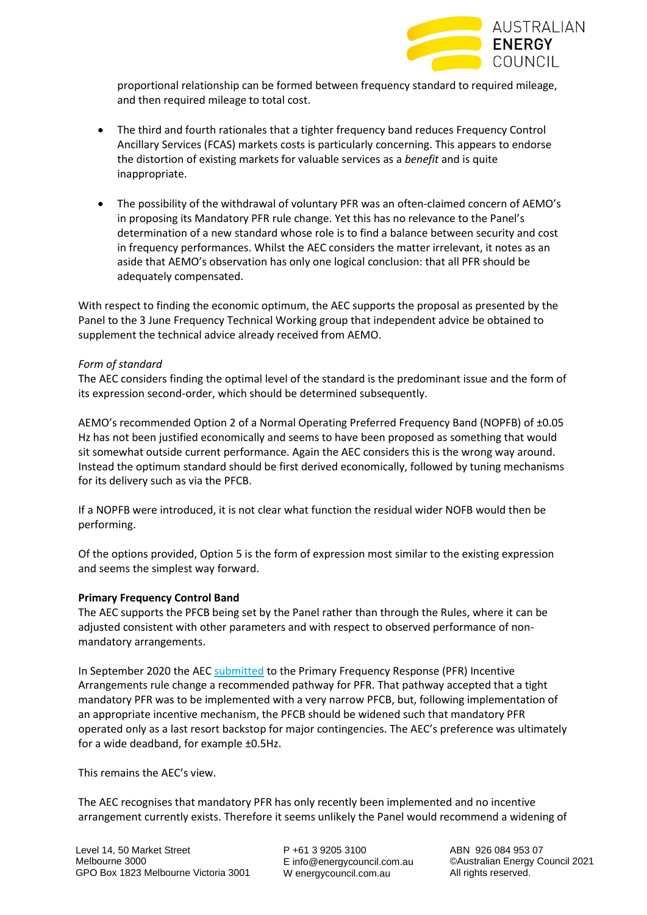proportional relationship can be formed between frequency standard to required mileage, and then required mileage to total cost.

- The third and fourth rationales that a tighter frequency band reduces Frequency Control Ancillary Services (FCAS) markets costs is particularly concerning. This appears to endorse the distortion of existing markets for valuable services as a *benefit* and is quite inappropriate.

- The possibility of the withdrawal of voluntary PFR was an often-claimed concern of AEMO's in proposing its Mandatory PFR rule change. Yet this has no relevance to the Panel's determination of a new standard whose role is to find a balance between security and cost in frequency performances. Whilst the AEC considers the matter irrelevant, it notes as an aside that AEMO's observation has only one logical conclusion: that all PFR should be adequately compensated.

With respect to finding the economic optimum, the AEC supports the proposal as presented by the Panel to the 3 June Frequency Technical Working group that independent advice be obtained to supplement the technical advice already received from AEMO.

*Form of standard*

The AEC considers finding the optimal level of the standard is the predominant issue and the form of its expression second-order, which should be determined subsequently.

AEMO's recommended Option 2 of a Normal Operating Preferred Frequency Band (NOPFB) of ±0.05 Hz has not been justified economically and seems to have been proposed as something that would sit somewhat outside current performance. Again the AEC considers this is the wrong way around. Instead the optimum standard should be first derived economically, followed by tuning mechanisms for its delivery such as via the PFCB.

If a NOPFB were introduced, it is not clear what function the residual wider NOFB would then be performing.

Of the options provided, Option 5 is the form of expression most similar to the existing expression and seems the simplest way forward.

**Primary Frequency Control Band**

The AEC supports the PFCB being set by the Panel rather than through the Rules, where it can be adjusted consistent with other parameters and with respect to observed performance of non-mandatory arrangements.

In September 2020 the AEC submitted to the Primary Frequency Response (PFR) Incentive Arrangements rule change a recommended pathway for PFR. That pathway accepted that a tight mandatory PFR was to be implemented with a very narrow PFCB, but, following implementation of an appropriate incentive mechanism, the PFCB should be widened such that mandatory PFR operated only as a last resort backstop for major contingencies. The AEC's preference was ultimately for a wide deadband, for example ±0.5Hz.

This remains the AEC's view.

The AEC recognises that mandatory PFR has only recently been implemented and no incentive arrangement currently exists. Therefore it seems unlikely the Panel would recommend a widening of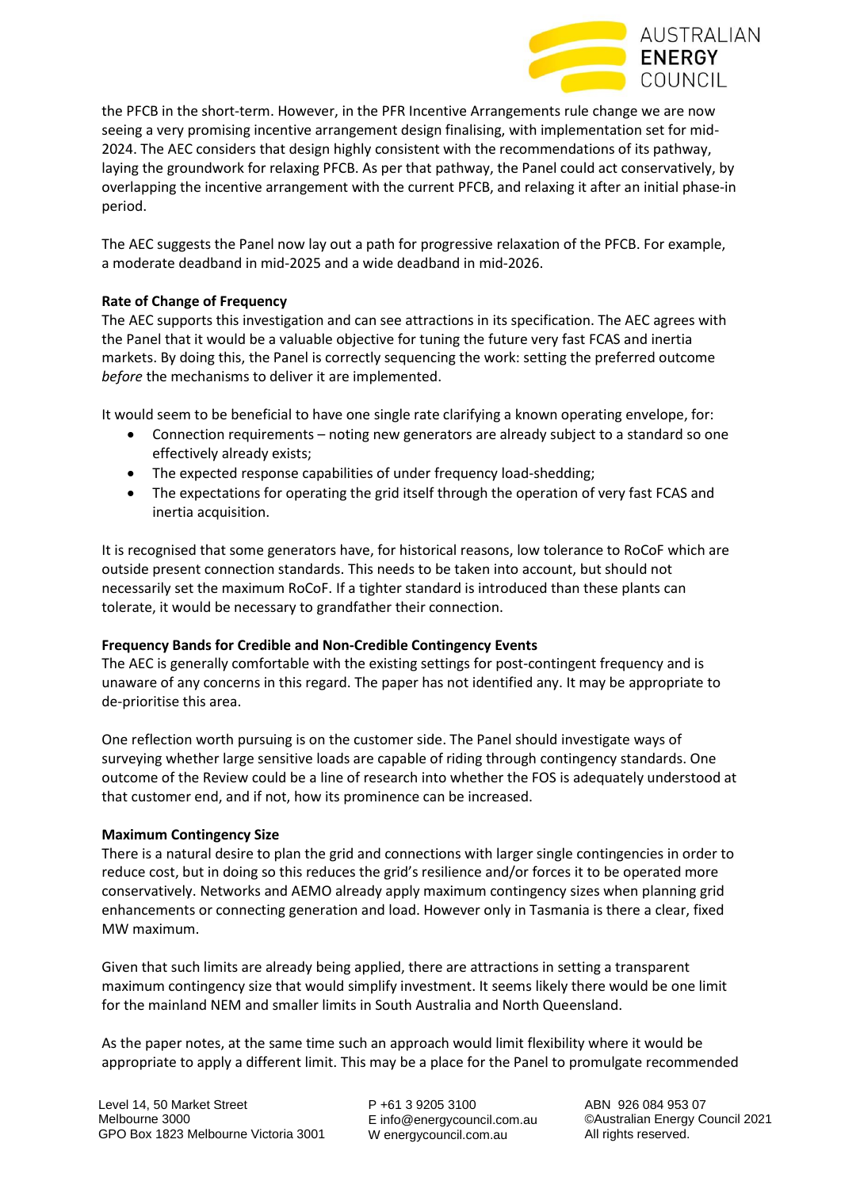the PFCB in the short-term. However, in the PFR Incentive Arrangements rule change we are now seeing a very promising incentive arrangement design finalising, with implementation set for mid-2024. The AEC considers that design highly consistent with the recommendations of its pathway, laying the groundwork for relaxing PFCB. As per that pathway, the Panel could act conservatively, by overlapping the incentive arrangement with the current PFCB, and relaxing it after an initial phase-in period.

The AEC suggests the Panel now lay out a path for progressive relaxation of the PFCB. For example, a moderate deadband in mid-2025 and a wide deadband in mid-2026.

**Rate of Change of Frequency**

The AEC supports this investigation and can see attractions in its specification. The AEC agrees with the Panel that it would be a valuable objective for tuning the future very fast FCAS and inertia markets. By doing this, the Panel is correctly sequencing the work: setting the preferred outcome *before* the mechanisms to deliver it are implemented.

It would seem to be beneficial to have one single rate clarifying a known operating envelope, for:

- Connection requirements – noting new generators are already subject to a standard so one effectively already exists;
- The expected response capabilities of under frequency load-shedding;
- The expectations for operating the grid itself through the operation of very fast FCAS and inertia acquisition.

It is recognised that some generators have, for historical reasons, low tolerance to RoCoF which are outside present connection standards. This needs to be taken into account, but should not necessarily set the maximum RoCoF. If a tighter standard is introduced than these plants can tolerate, it would be necessary to grandfather their connection.

**Frequency Bands for Credible and Non-Credible Contingency Events**

The AEC is generally comfortable with the existing settings for post-contingent frequency and is unaware of any concerns in this regard. The paper has not identified any. It may be appropriate to de-prioritise this area.

One reflection worth pursuing is on the customer side. The Panel should investigate ways of surveying whether large sensitive loads are capable of riding through contingency standards. One outcome of the Review could be a line of research into whether the FOS is adequately understood at that customer end, and if not, how its prominence can be increased.

**Maximum Contingency Size**

There is a natural desire to plan the grid and connections with larger single contingencies in order to reduce cost, but in doing so this reduces the grid's resilience and/or forces it to be operated more conservatively. Networks and AEMO already apply maximum contingency sizes when planning grid enhancements or connecting generation and load. However only in Tasmania is there a clear, fixed MW maximum.

Given that such limits are already being applied, there are attractions in setting a transparent maximum contingency size that would simplify investment. It seems likely there would be one limit for the mainland NEM and smaller limits in South Australia and North Queensland.

As the paper notes, at the same time such an approach would limit flexibility where it would be appropriate to apply a different limit. This may be a place for the Panel to promulgate recommended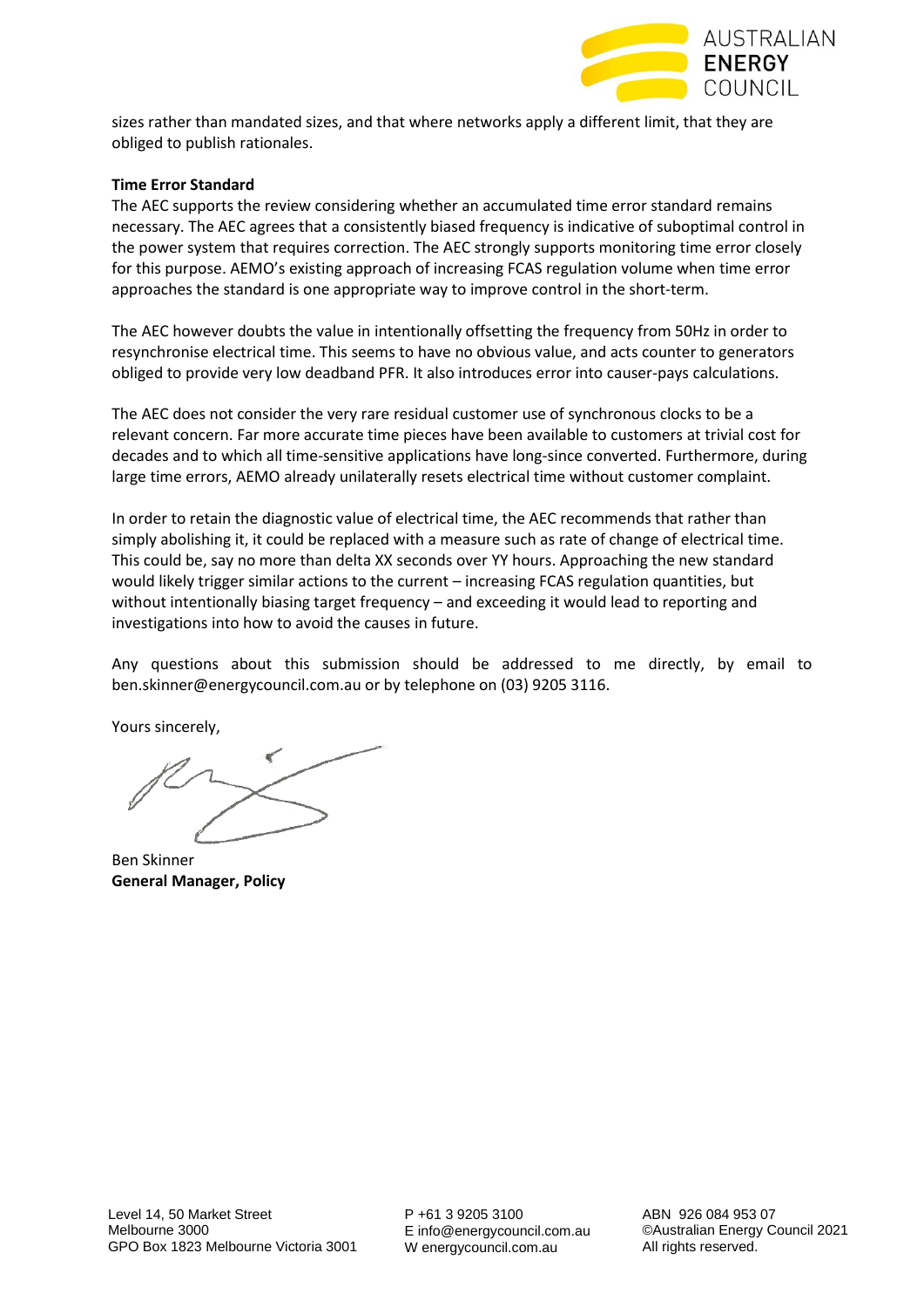sizes rather than mandated sizes, and that where networks apply a different limit, that they are obliged to publish rationales.

**Time Error Standard**

The AEC supports the review considering whether an accumulated time error standard remains necessary. The AEC agrees that a consistently biased frequency is indicative of suboptimal control in the power system that requires correction. The AEC strongly supports monitoring time error closely for this purpose. AEMO's existing approach of increasing FCAS regulation volume when time error approaches the standard is one appropriate way to improve control in the short-term.

The AEC however doubts the value in intentionally offsetting the frequency from 50Hz in order to resynchronise electrical time. This seems to have no obvious value, and acts counter to generators obliged to provide very low deadband PFR. It also introduces error into causer-pays calculations.

The AEC does not consider the very rare residual customer use of synchronous clocks to be a relevant concern. Far more accurate time pieces have been available to customers at trivial cost for decades and to which all time-sensitive applications have long-since converted. Furthermore, during large time errors, AEMO already unilaterally resets electrical time without customer complaint.

In order to retain the diagnostic value of electrical time, the AEC recommends that rather than simply abolishing it, it could be replaced with a measure such as rate of change of electrical time. This could be, say no more than delta XX seconds over YY hours. Approaching the new standard would likely trigger similar actions to the current – increasing FCAS regulation quantities, but without intentionally biasing target frequency – and exceeding it would lead to reporting and investigations into how to avoid the causes in future.

Any questions about this submission should be addressed to me directly, by email to ben.skinner@energycouncil.com.au or by telephone on (03) 9205 3116.

Yours sincerely,

Ben Skinner
**General Manager, Policy**